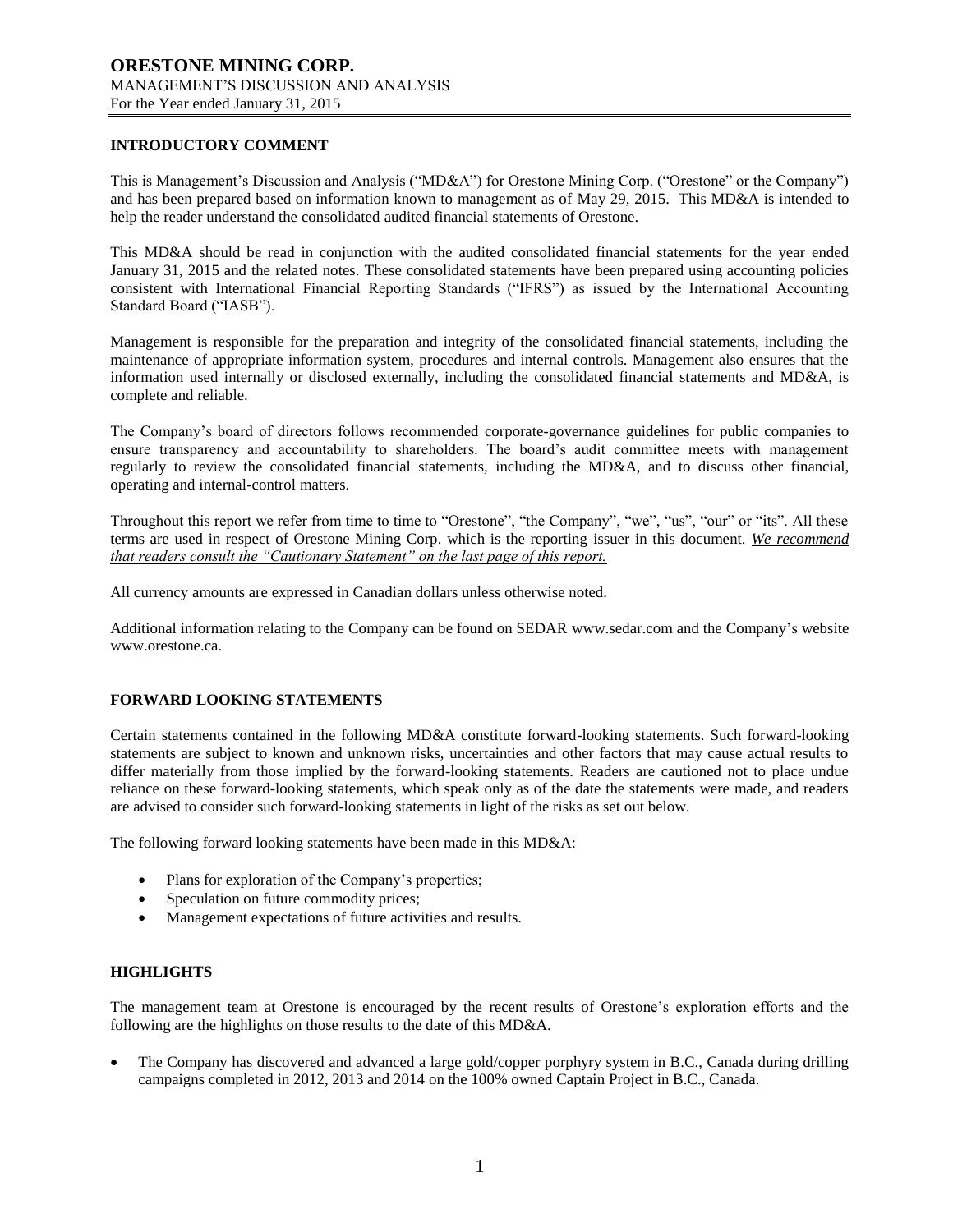# ORESTONE MINING CORP.

MANAGEMENT'S DISCUSSION AND ANALYSIS
For the Year ended January 31, 2015

## INTRODUCTORY COMMENT

This is Management's Discussion and Analysis ("MD&A") for Orestone Mining Corp. ("Orestone" or the Company") and has been prepared based on information known to management as of May 29, 2015. This MD&A is intended to help the reader understand the consolidated audited financial statements of Orestone.

This MD&A should be read in conjunction with the audited consolidated financial statements for the year ended January 31, 2015 and the related notes. These consolidated statements have been prepared using accounting policies consistent with International Financial Reporting Standards ("IFRS") as issued by the International Accounting Standard Board ("IASB").

Management is responsible for the preparation and integrity of the consolidated financial statements, including the maintenance of appropriate information system, procedures and internal controls. Management also ensures that the information used internally or disclosed externally, including the consolidated financial statements and MD&A, is complete and reliable.

The Company's board of directors follows recommended corporate-governance guidelines for public companies to ensure transparency and accountability to shareholders. The board's audit committee meets with management regularly to review the consolidated financial statements, including the MD&A, and to discuss other financial, operating and internal-control matters.

Throughout this report we refer from time to time to "Orestone", "the Company", "we", "us", "our" or "its". All these terms are used in respect of Orestone Mining Corp. which is the reporting issuer in this document. *We recommend that readers consult the "Cautionary Statement" on the last page of this report.*

All currency amounts are expressed in Canadian dollars unless otherwise noted.

Additional information relating to the Company can be found on SEDAR www.sedar.com and the Company's website www.orestone.ca.

## FORWARD LOOKING STATEMENTS

Certain statements contained in the following MD&A constitute forward-looking statements. Such forward-looking statements are subject to known and unknown risks, uncertainties and other factors that may cause actual results to differ materially from those implied by the forward-looking statements. Readers are cautioned not to place undue reliance on these forward-looking statements, which speak only as of the date the statements were made, and readers are advised to consider such forward-looking statements in light of the risks as set out below.

The following forward looking statements have been made in this MD&A:

- Plans for exploration of the Company's properties;
- Speculation on future commodity prices;
- Management expectations of future activities and results.

## HIGHLIGHTS

The management team at Orestone is encouraged by the recent results of Orestone's exploration efforts and the following are the highlights on those results to the date of this MD&A.

- The Company has discovered and advanced a large gold/copper porphyry system in B.C., Canada during drilling campaigns completed in 2012, 2013 and 2014 on the 100% owned Captain Project in B.C., Canada.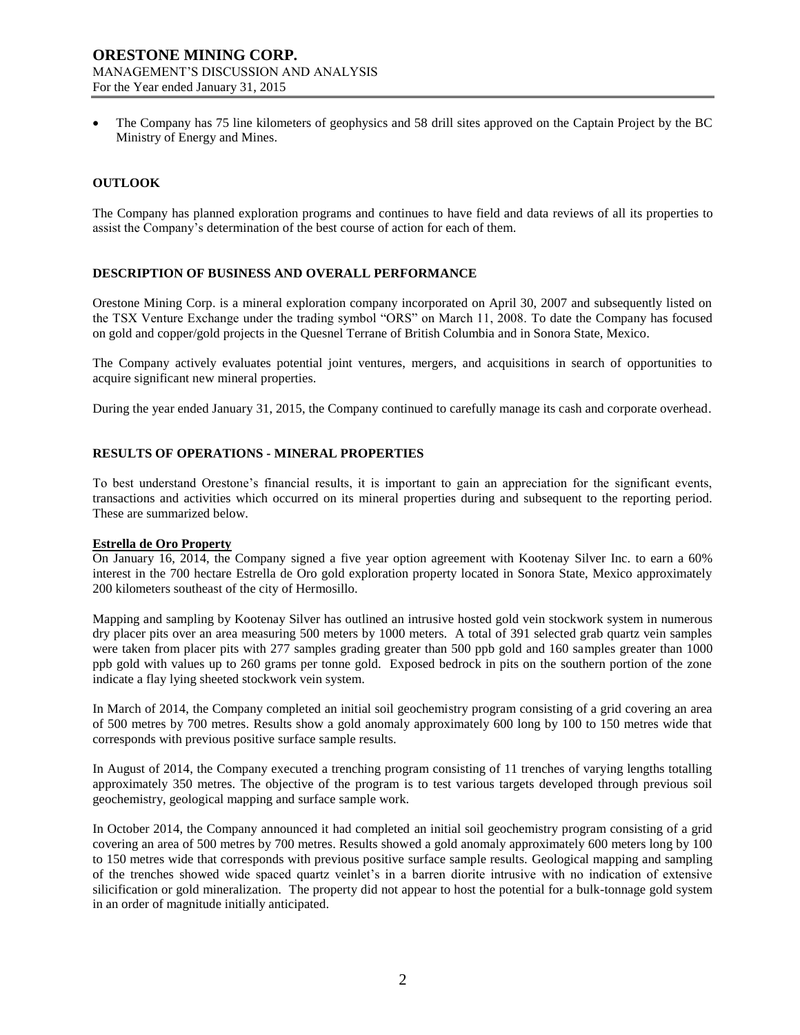- The Company has 75 line kilometers of geophysics and 58 drill sites approved on the Captain Project by the BC Ministry of Energy and Mines.

## OUTLOOK

The Company has planned exploration programs and continues to have field and data reviews of all its properties to assist the Company's determination of the best course of action for each of them.

## DESCRIPTION OF BUSINESS AND OVERALL PERFORMANCE

Orestone Mining Corp. is a mineral exploration company incorporated on April 30, 2007 and subsequently listed on the TSX Venture Exchange under the trading symbol "ORS" on March 11, 2008. To date the Company has focused on gold and copper/gold projects in the Quesnel Terrane of British Columbia and in Sonora State, Mexico.

The Company actively evaluates potential joint ventures, mergers, and acquisitions in search of opportunities to acquire significant new mineral properties.

During the year ended January 31, 2015, the Company continued to carefully manage its cash and corporate overhead.

## RESULTS OF OPERATIONS - MINERAL PROPERTIES

To best understand Orestone's financial results, it is important to gain an appreciation for the significant events, transactions and activities which occurred on its mineral properties during and subsequent to the reporting period. These are summarized below.

### Estrella de Oro Property

On January 16, 2014, the Company signed a five year option agreement with Kootenay Silver Inc. to earn a 60% interest in the 700 hectare Estrella de Oro gold exploration property located in Sonora State, Mexico approximately 200 kilometers southeast of the city of Hermosillo.

Mapping and sampling by Kootenay Silver has outlined an intrusive hosted gold vein stockwork system in numerous dry placer pits over an area measuring 500 meters by 1000 meters. A total of 391 selected grab quartz vein samples were taken from placer pits with 277 samples grading greater than 500 ppb gold and 160 samples greater than 1000 ppb gold with values up to 260 grams per tonne gold. Exposed bedrock in pits on the southern portion of the zone indicate a flay lying sheeted stockwork vein system.

In March of 2014, the Company completed an initial soil geochemistry program consisting of a grid covering an area of 500 metres by 700 metres. Results show a gold anomaly approximately 600 long by 100 to 150 metres wide that corresponds with previous positive surface sample results.

In August of 2014, the Company executed a trenching program consisting of 11 trenches of varying lengths totalling approximately 350 metres. The objective of the program is to test various targets developed through previous soil geochemistry, geological mapping and surface sample work.

In October 2014, the Company announced it had completed an initial soil geochemistry program consisting of a grid covering an area of 500 metres by 700 metres. Results showed a gold anomaly approximately 600 meters long by 100 to 150 metres wide that corresponds with previous positive surface sample results. Geological mapping and sampling of the trenches showed wide spaced quartz veinlet's in a barren diorite intrusive with no indication of extensive silicification or gold mineralization. The property did not appear to host the potential for a bulk-tonnage gold system in an order of magnitude initially anticipated.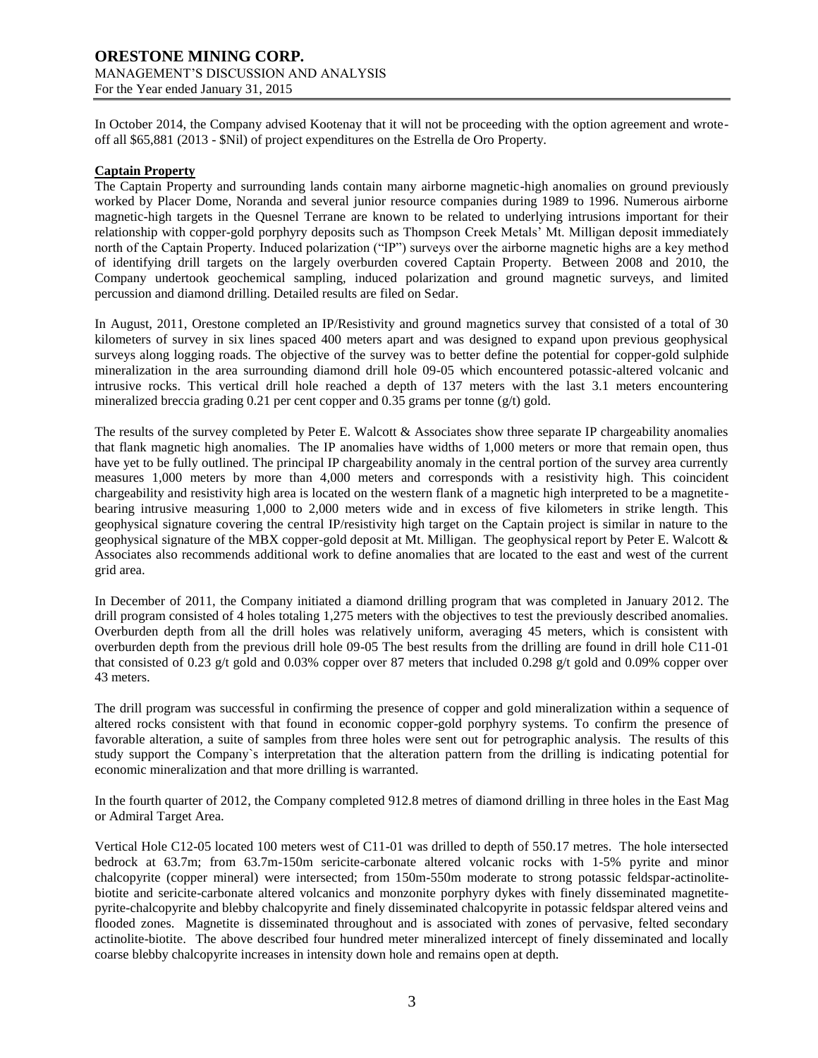In October 2014, the Company advised Kootenay that it will not be proceeding with the option agreement and wrote-off all $65,881 (2013 - $Nil) of project expenditures on the Estrella de Oro Property.

**Captain Property**

The Captain Property and surrounding lands contain many airborne magnetic-high anomalies on ground previously worked by Placer Dome, Noranda and several junior resource companies during 1989 to 1996. Numerous airborne magnetic-high targets in the Quesnel Terrane are known to be related to underlying intrusions important for their relationship with copper-gold porphyry deposits such as Thompson Creek Metals' Mt. Milligan deposit immediately north of the Captain Property. Induced polarization ("IP") surveys over the airborne magnetic highs are a key method of identifying drill targets on the largely overburden covered Captain Property. Between 2008 and 2010, the Company undertook geochemical sampling, induced polarization and ground magnetic surveys, and limited percussion and diamond drilling. Detailed results are filed on Sedar.

In August, 2011, Orestone completed an IP/Resistivity and ground magnetics survey that consisted of a total of 30 kilometers of survey in six lines spaced 400 meters apart and was designed to expand upon previous geophysical surveys along logging roads. The objective of the survey was to better define the potential for copper-gold sulphide mineralization in the area surrounding diamond drill hole 09-05 which encountered potassic-altered volcanic and intrusive rocks. This vertical drill hole reached a depth of 137 meters with the last 3.1 meters encountering mineralized breccia grading 0.21 per cent copper and 0.35 grams per tonne (g/t) gold.

The results of the survey completed by Peter E. Walcott & Associates show three separate IP chargeability anomalies that flank magnetic high anomalies. The IP anomalies have widths of 1,000 meters or more that remain open, thus have yet to be fully outlined. The principal IP chargeability anomaly in the central portion of the survey area currently measures 1,000 meters by more than 4,000 meters and corresponds with a resistivity high. This coincident chargeability and resistivity high area is located on the western flank of a magnetic high interpreted to be a magnetite-bearing intrusive measuring 1,000 to 2,000 meters wide and in excess of five kilometers in strike length. This geophysical signature covering the central IP/resistivity high target on the Captain project is similar in nature to the geophysical signature of the MBX copper-gold deposit at Mt. Milligan. The geophysical report by Peter E. Walcott & Associates also recommends additional work to define anomalies that are located to the east and west of the current grid area.

In December of 2011, the Company initiated a diamond drilling program that was completed in January 2012. The drill program consisted of 4 holes totaling 1,275 meters with the objectives to test the previously described anomalies. Overburden depth from all the drill holes was relatively uniform, averaging 45 meters, which is consistent with overburden depth from the previous drill hole 09-05 The best results from the drilling are found in drill hole C11-01 that consisted of 0.23 g/t gold and 0.03% copper over 87 meters that included 0.298 g/t gold and 0.09% copper over 43 meters.

The drill program was successful in confirming the presence of copper and gold mineralization within a sequence of altered rocks consistent with that found in economic copper-gold porphyry systems. To confirm the presence of favorable alteration, a suite of samples from three holes were sent out for petrographic analysis. The results of this study support the Company`s interpretation that the alteration pattern from the drilling is indicating potential for economic mineralization and that more drilling is warranted.

In the fourth quarter of 2012, the Company completed 912.8 metres of diamond drilling in three holes in the East Mag or Admiral Target Area.

Vertical Hole C12-05 located 100 meters west of C11-01 was drilled to depth of 550.17 metres. The hole intersected bedrock at 63.7m; from 63.7m-150m sericite-carbonate altered volcanic rocks with 1-5% pyrite and minor chalcopyrite (copper mineral) were intersected; from 150m-550m moderate to strong potassic feldspar-actinolite-biotite and sericite-carbonate altered volcanics and monzonite porphyry dykes with finely disseminated magnetite-pyrite-chalcopyrite and blebby chalcopyrite and finely disseminated chalcopyrite in potassic feldspar altered veins and flooded zones. Magnetite is disseminated throughout and is associated with zones of pervasive, felted secondary actinolite-biotite. The above described four hundred meter mineralized intercept of finely disseminated and locally coarse blebby chalcopyrite increases in intensity down hole and remains open at depth.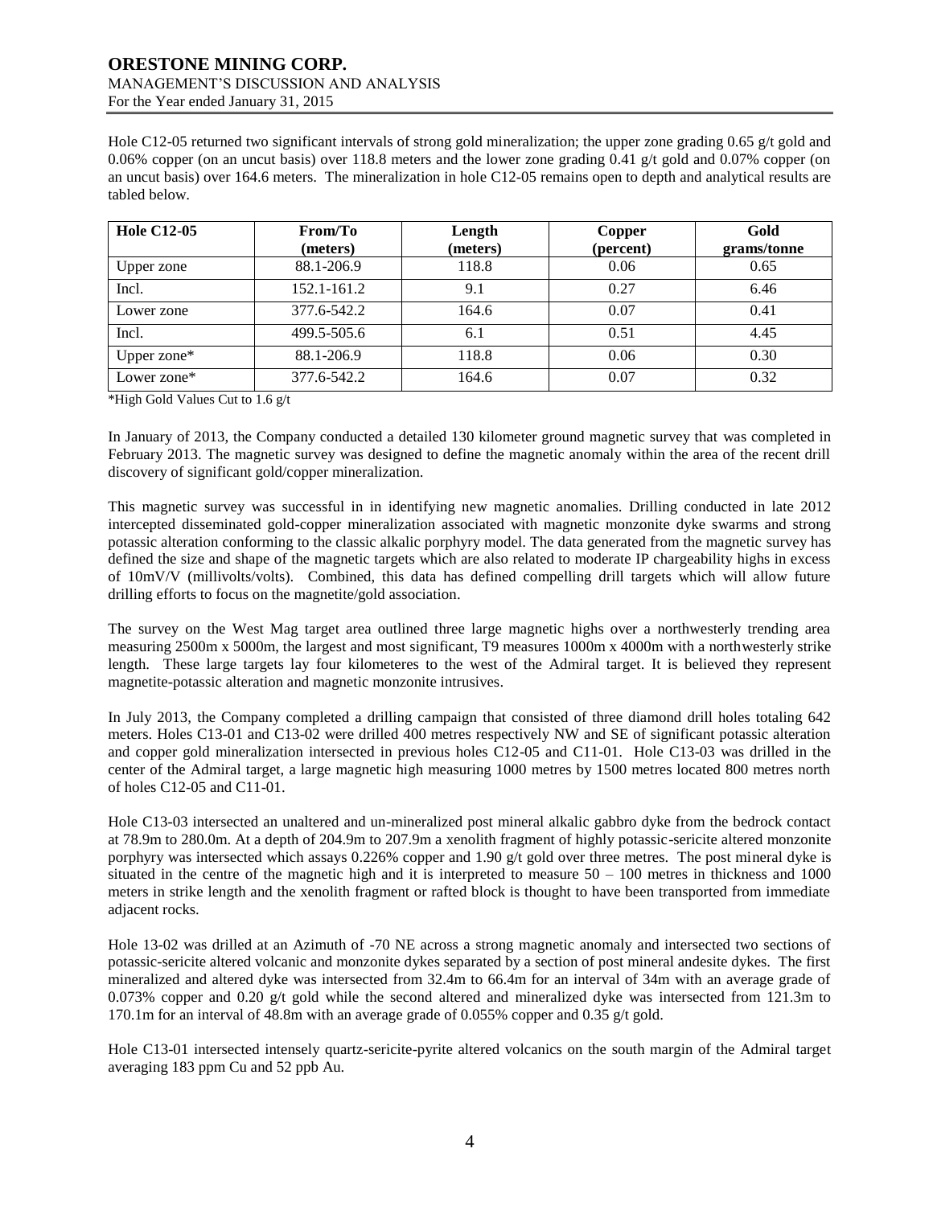Hole C12-05 returned two significant intervals of strong gold mineralization; the upper zone grading 0.65 g/t gold and 0.06% copper (on an uncut basis) over 118.8 meters and the lower zone grading 0.41 g/t gold and 0.07% copper (on an uncut basis) over 164.6 meters. The mineralization in hole C12-05 remains open to depth and analytical results are tabled below.

| **Hole C12-05** | **From/To (meters)** | **Length (meters)** | **Copper (percent)** | **Gold grams/tonne** |
|---|---|---|---|---|
| Upper zone | 88.1-206.9 | 118.8 | 0.06 | 0.65 |
| Incl. | 152.1-161.2 | 9.1 | 0.27 | 6.46 |
| Lower zone | 377.6-542.2 | 164.6 | 0.07 | 0.41 |
| Incl. | 499.5-505.6 | 6.1 | 0.51 | 4.45 |
| Upper zone* | 88.1-206.9 | 118.8 | 0.06 | 0.30 |
| Lower zone* | 377.6-542.2 | 164.6 | 0.07 | 0.32 |

*High Gold Values Cut to 1.6 g/t

In January of 2013, the Company conducted a detailed 130 kilometer ground magnetic survey that was completed in February 2013. The magnetic survey was designed to define the magnetic anomaly within the area of the recent drill discovery of significant gold/copper mineralization.

This magnetic survey was successful in in identifying new magnetic anomalies. Drilling conducted in late 2012 intercepted disseminated gold-copper mineralization associated with magnetic monzonite dyke swarms and strong potassic alteration conforming to the classic alkalic porphyry model. The data generated from the magnetic survey has defined the size and shape of the magnetic targets which are also related to moderate IP chargeability highs in excess of 10mV/V (millivolts/volts). Combined, this data has defined compelling drill targets which will allow future drilling efforts to focus on the magnetite/gold association.

The survey on the West Mag target area outlined three large magnetic highs over a northwesterly trending area measuring 2500m x 5000m, the largest and most significant, T9 measures 1000m x 4000m with a northwesterly strike length. These large targets lay four kilometeres to the west of the Admiral target. It is believed they represent magnetite-potassic alteration and magnetic monzonite intrusives.

In July 2013, the Company completed a drilling campaign that consisted of three diamond drill holes totaling 642 meters. Holes C13-01 and C13-02 were drilled 400 metres respectively NW and SE of significant potassic alteration and copper gold mineralization intersected in previous holes C12-05 and C11-01. Hole C13-03 was drilled in the center of the Admiral target, a large magnetic high measuring 1000 metres by 1500 metres located 800 metres north of holes C12-05 and C11-01.

Hole C13-03 intersected an unaltered and un-mineralized post mineral alkalic gabbro dyke from the bedrock contact at 78.9m to 280.0m. At a depth of 204.9m to 207.9m a xenolith fragment of highly potassic-sericite altered monzonite porphyry was intersected which assays 0.226% copper and 1.90 g/t gold over three metres. The post mineral dyke is situated in the centre of the magnetic high and it is interpreted to measure 50 – 100 metres in thickness and 1000 meters in strike length and the xenolith fragment or rafted block is thought to have been transported from immediate adjacent rocks.

Hole 13-02 was drilled at an Azimuth of -70 NE across a strong magnetic anomaly and intersected two sections of potassic-sericite altered volcanic and monzonite dykes separated by a section of post mineral andesite dykes. The first mineralized and altered dyke was intersected from 32.4m to 66.4m for an interval of 34m with an average grade of 0.073% copper and 0.20 g/t gold while the second altered and mineralized dyke was intersected from 121.3m to 170.1m for an interval of 48.8m with an average grade of 0.055% copper and 0.35 g/t gold.

Hole C13-01 intersected intensely quartz-sericite-pyrite altered volcanics on the south margin of the Admiral target averaging 183 ppm Cu and 52 ppb Au.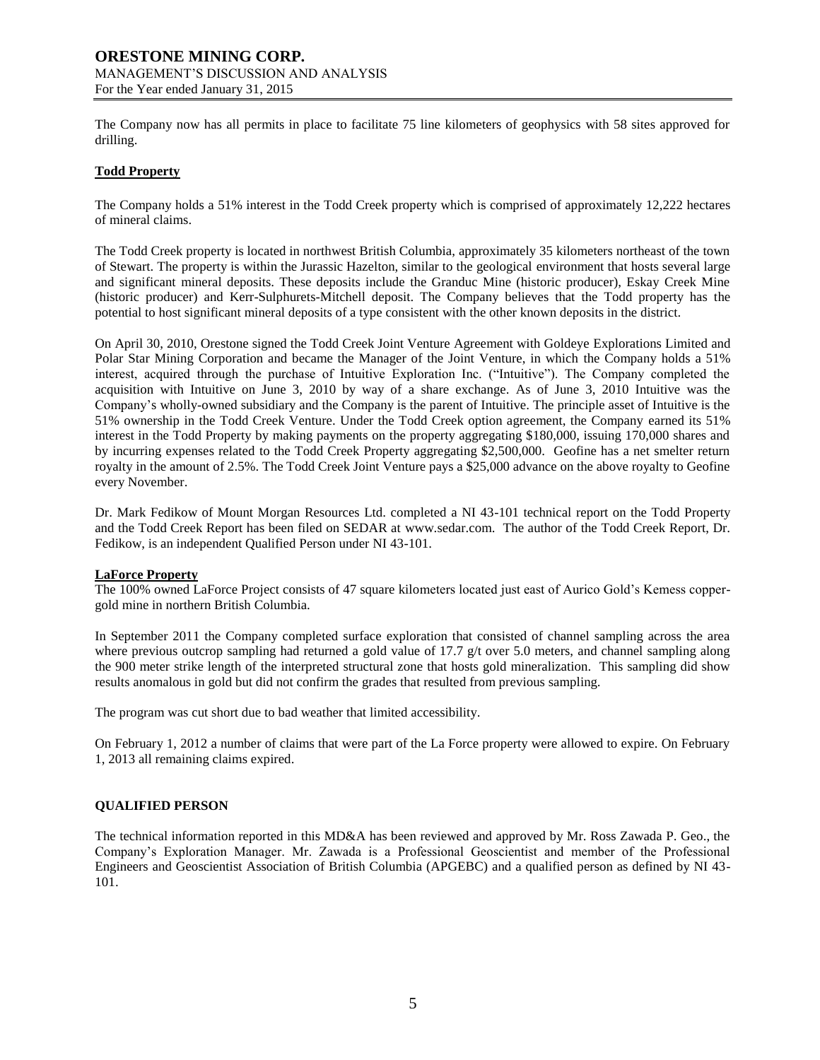The Company now has all permits in place to facilitate 75 line kilometers of geophysics with 58 sites approved for drilling.

## Todd Property

The Company holds a 51% interest in the Todd Creek property which is comprised of approximately 12,222 hectares of mineral claims.

The Todd Creek property is located in northwest British Columbia, approximately 35 kilometers northeast of the town of Stewart. The property is within the Jurassic Hazelton, similar to the geological environment that hosts several large and significant mineral deposits. These deposits include the Granduc Mine (historic producer), Eskay Creek Mine (historic producer) and Kerr-Sulphurets-Mitchell deposit. The Company believes that the Todd property has the potential to host significant mineral deposits of a type consistent with the other known deposits in the district.

On April 30, 2010, Orestone signed the Todd Creek Joint Venture Agreement with Goldeye Explorations Limited and Polar Star Mining Corporation and became the Manager of the Joint Venture, in which the Company holds a 51% interest, acquired through the purchase of Intuitive Exploration Inc. ("Intuitive"). The Company completed the acquisition with Intuitive on June 3, 2010 by way of a share exchange. As of June 3, 2010 Intuitive was the Company's wholly-owned subsidiary and the Company is the parent of Intuitive. The principle asset of Intuitive is the 51% ownership in the Todd Creek Venture. Under the Todd Creek option agreement, the Company earned its 51% interest in the Todd Property by making payments on the property aggregating $180,000, issuing 170,000 shares and by incurring expenses related to the Todd Creek Property aggregating $2,500,000. Geofine has a net smelter return royalty in the amount of 2.5%. The Todd Creek Joint Venture pays a $25,000 advance on the above royalty to Geofine every November.

Dr. Mark Fedikow of Mount Morgan Resources Ltd. completed a NI 43-101 technical report on the Todd Property and the Todd Creek Report has been filed on SEDAR at www.sedar.com. The author of the Todd Creek Report, Dr. Fedikow, is an independent Qualified Person under NI 43-101.

## LaForce Property

The 100% owned LaForce Project consists of 47 square kilometers located just east of Aurico Gold's Kemess copper-gold mine in northern British Columbia.

In September 2011 the Company completed surface exploration that consisted of channel sampling across the area where previous outcrop sampling had returned a gold value of 17.7 g/t over 5.0 meters, and channel sampling along the 900 meter strike length of the interpreted structural zone that hosts gold mineralization. This sampling did show results anomalous in gold but did not confirm the grades that resulted from previous sampling.

The program was cut short due to bad weather that limited accessibility.

On February 1, 2012 a number of claims that were part of the La Force property were allowed to expire. On February 1, 2013 all remaining claims expired.

## QUALIFIED PERSON

The technical information reported in this MD&A has been reviewed and approved by Mr. Ross Zawada P. Geo., the Company's Exploration Manager. Mr. Zawada is a Professional Geoscientist and member of the Professional Engineers and Geoscientist Association of British Columbia (APGEBC) and a qualified person as defined by NI 43-101.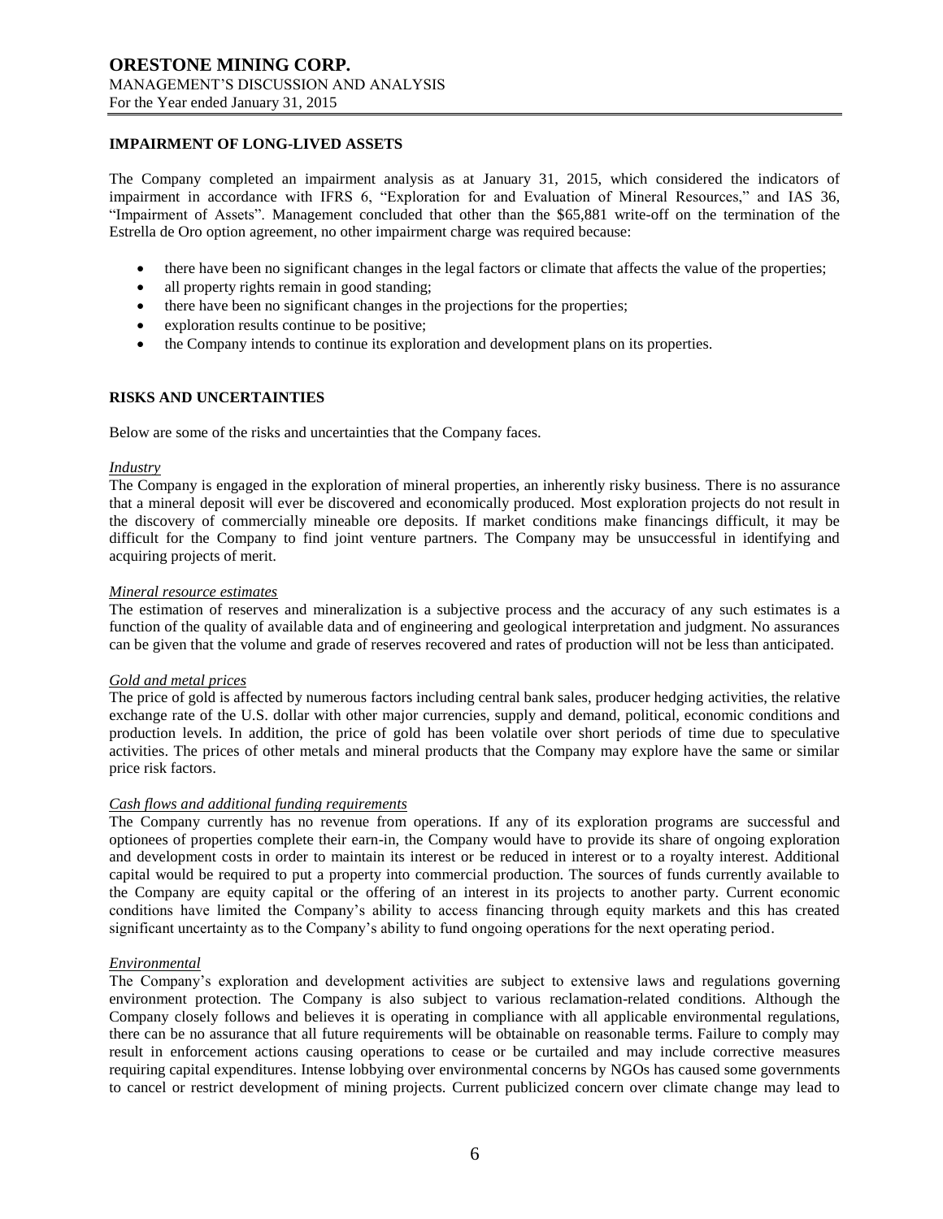## IMPAIRMENT OF LONG-LIVED ASSETS

The Company completed an impairment analysis as at January 31, 2015, which considered the indicators of impairment in accordance with IFRS 6, "Exploration for and Evaluation of Mineral Resources," and IAS 36, "Impairment of Assets". Management concluded that other than the $65,881 write-off on the termination of the Estrella de Oro option agreement, no other impairment charge was required because:

- there have been no significant changes in the legal factors or climate that affects the value of the properties;
- all property rights remain in good standing;
- there have been no significant changes in the projections for the properties;
- exploration results continue to be positive;
- the Company intends to continue its exploration and development plans on its properties.

## RISKS AND UNCERTAINTIES

Below are some of the risks and uncertainties that the Company faces.

*Industry*
The Company is engaged in the exploration of mineral properties, an inherently risky business. There is no assurance that a mineral deposit will ever be discovered and economically produced. Most exploration projects do not result in the discovery of commercially mineable ore deposits. If market conditions make financings difficult, it may be difficult for the Company to find joint venture partners. The Company may be unsuccessful in identifying and acquiring projects of merit.

*Mineral resource estimates*
The estimation of reserves and mineralization is a subjective process and the accuracy of any such estimates is a function of the quality of available data and of engineering and geological interpretation and judgment. No assurances can be given that the volume and grade of reserves recovered and rates of production will not be less than anticipated.

*Gold and metal prices*
The price of gold is affected by numerous factors including central bank sales, producer hedging activities, the relative exchange rate of the U.S. dollar with other major currencies, supply and demand, political, economic conditions and production levels. In addition, the price of gold has been volatile over short periods of time due to speculative activities. The prices of other metals and mineral products that the Company may explore have the same or similar price risk factors.

*Cash flows and additional funding requirements*
The Company currently has no revenue from operations. If any of its exploration programs are successful and optionees of properties complete their earn-in, the Company would have to provide its share of ongoing exploration and development costs in order to maintain its interest or be reduced in interest or to a royalty interest. Additional capital would be required to put a property into commercial production. The sources of funds currently available to the Company are equity capital or the offering of an interest in its projects to another party. Current economic conditions have limited the Company's ability to access financing through equity markets and this has created significant uncertainty as to the Company's ability to fund ongoing operations for the next operating period.

*Environmental*
The Company's exploration and development activities are subject to extensive laws and regulations governing environment protection. The Company is also subject to various reclamation-related conditions. Although the Company closely follows and believes it is operating in compliance with all applicable environmental regulations, there can be no assurance that all future requirements will be obtainable on reasonable terms. Failure to comply may result in enforcement actions causing operations to cease or be curtailed and may include corrective measures requiring capital expenditures. Intense lobbying over environmental concerns by NGOs has caused some governments to cancel or restrict development of mining projects. Current publicized concern over climate change may lead to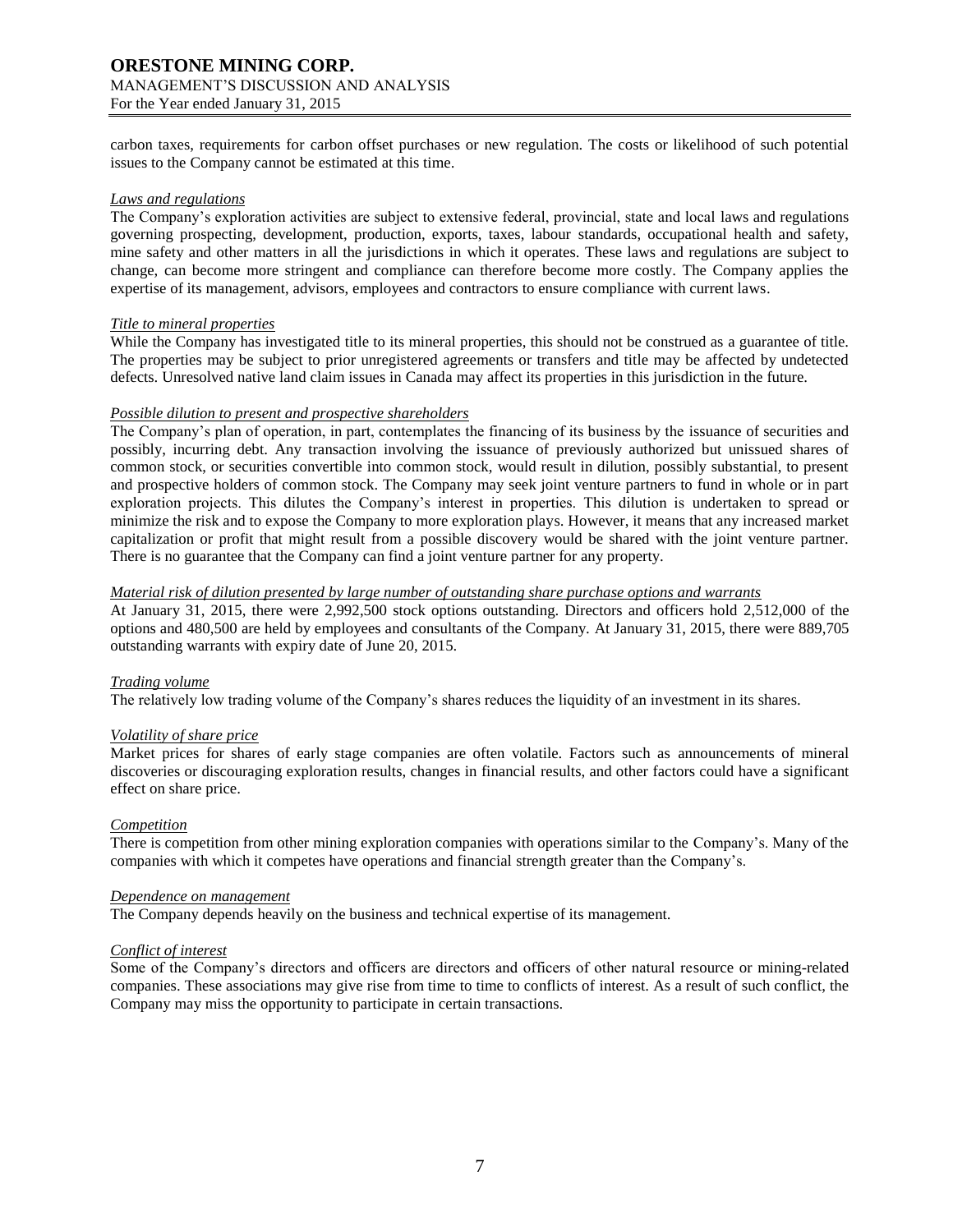carbon taxes, requirements for carbon offset purchases or new regulation. The costs or likelihood of such potential issues to the Company cannot be estimated at this time.

*Laws and regulations*

The Company's exploration activities are subject to extensive federal, provincial, state and local laws and regulations governing prospecting, development, production, exports, taxes, labour standards, occupational health and safety, mine safety and other matters in all the jurisdictions in which it operates. These laws and regulations are subject to change, can become more stringent and compliance can therefore become more costly. The Company applies the expertise of its management, advisors, employees and contractors to ensure compliance with current laws.

*Title to mineral properties*

While the Company has investigated title to its mineral properties, this should not be construed as a guarantee of title. The properties may be subject to prior unregistered agreements or transfers and title may be affected by undetected defects. Unresolved native land claim issues in Canada may affect its properties in this jurisdiction in the future.

*Possible dilution to present and prospective shareholders*

The Company's plan of operation, in part, contemplates the financing of its business by the issuance of securities and possibly, incurring debt. Any transaction involving the issuance of previously authorized but unissued shares of common stock, or securities convertible into common stock, would result in dilution, possibly substantial, to present and prospective holders of common stock. The Company may seek joint venture partners to fund in whole or in part exploration projects. This dilutes the Company's interest in properties. This dilution is undertaken to spread or minimize the risk and to expose the Company to more exploration plays. However, it means that any increased market capitalization or profit that might result from a possible discovery would be shared with the joint venture partner. There is no guarantee that the Company can find a joint venture partner for any property.

*Material risk of dilution presented by large number of outstanding share purchase options and warrants*

At January 31, 2015, there were 2,992,500 stock options outstanding. Directors and officers hold 2,512,000 of the options and 480,500 are held by employees and consultants of the Company. At January 31, 2015, there were 889,705 outstanding warrants with expiry date of June 20, 2015.

*Trading volume*

The relatively low trading volume of the Company's shares reduces the liquidity of an investment in its shares.

*Volatility of share price*

Market prices for shares of early stage companies are often volatile. Factors such as announcements of mineral discoveries or discouraging exploration results, changes in financial results, and other factors could have a significant effect on share price.

*Competition*

There is competition from other mining exploration companies with operations similar to the Company's. Many of the companies with which it competes have operations and financial strength greater than the Company's.

*Dependence on management*

The Company depends heavily on the business and technical expertise of its management.

*Conflict of interest*

Some of the Company's directors and officers are directors and officers of other natural resource or mining-related companies. These associations may give rise from time to time to conflicts of interest. As a result of such conflict, the Company may miss the opportunity to participate in certain transactions.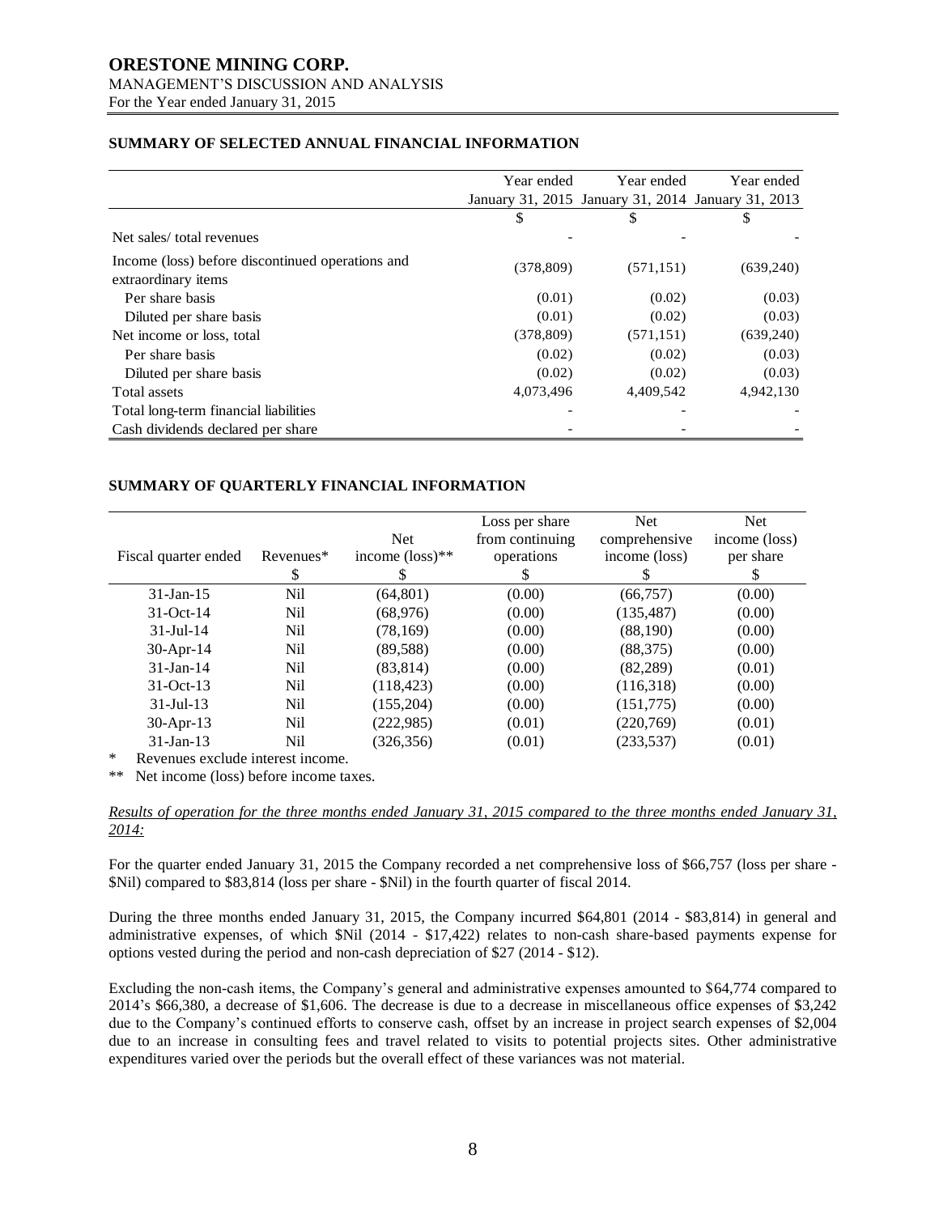## SUMMARY OF SELECTED ANNUAL FINANCIAL INFORMATION

| | Year ended January 31, 2015 | Year ended January 31, 2014 | Year ended January 31, 2013 |
|---|---|---|---|
| | $ | $ | $ |
| Net sales/ total revenues | - | - | - |
| Income (loss) before discontinued operations and extraordinary items | (378,809) | (571,151) | (639,240) |
| Per share basis | (0.01) | (0.02) | (0.03) |
| Diluted per share basis | (0.01) | (0.02) | (0.03) |
| Net income or loss, total | (378,809) | (571,151) | (639,240) |
| Per share basis | (0.02) | (0.02) | (0.03) |
| Diluted per share basis | (0.02) | (0.02) | (0.03) |
| Total assets | 4,073,496 | 4,409,542 | 4,942,130 |
| Total long-term financial liabilities | - | - | - |
| Cash dividends declared per share | - | - | - |

## SUMMARY OF QUARTERLY FINANCIAL INFORMATION

| Fiscal quarter ended | Revenues* | Net income (loss)** | Loss per share from continuing operations | Net comprehensive income (loss) | Net income (loss) per share |
|---|---|---|---|---|---|
| | $ | $ | $ | $ | $ |
| 31-Jan-15 | Nil | (64,801) | (0.00) | (66,757) | (0.00) |
| 31-Oct-14 | Nil | (68,976) | (0.00) | (135,487) | (0.00) |
| 31-Jul-14 | Nil | (78,169) | (0.00) | (88,190) | (0.00) |
| 30-Apr-14 | Nil | (89,588) | (0.00) | (88,375) | (0.00) |
| 31-Jan-14 | Nil | (83,814) | (0.00) | (82,289) | (0.01) |
| 31-Oct-13 | Nil | (118,423) | (0.00) | (116,318) | (0.00) |
| 31-Jul-13 | Nil | (155,204) | (0.00) | (151,775) | (0.00) |
| 30-Apr-13 | Nil | (222,985) | (0.01) | (220,769) | (0.01) |
| 31-Jan-13 | Nil | (326,356) | (0.01) | (233,537) | (0.01) |

\* Revenues exclude interest income.

\*\* Net income (loss) before income taxes.

*Results of operation for the three months ended January 31, 2015 compared to the three months ended January 31, 2014:*

For the quarter ended January 31, 2015 the Company recorded a net comprehensive loss of $66,757 (loss per share - $Nil) compared to $83,814 (loss per share - $Nil) in the fourth quarter of fiscal 2014.

During the three months ended January 31, 2015, the Company incurred $64,801 (2014 - $83,814) in general and administrative expenses, of which $Nil (2014 - $17,422) relates to non-cash share-based payments expense for options vested during the period and non-cash depreciation of $27 (2014 - $12).

Excluding the non-cash items, the Company's general and administrative expenses amounted to $64,774 compared to 2014's $66,380, a decrease of $1,606. The decrease is due to a decrease in miscellaneous office expenses of $3,242 due to the Company's continued efforts to conserve cash, offset by an increase in project search expenses of $2,004 due to an increase in consulting fees and travel related to visits to potential projects sites. Other administrative expenditures varied over the periods but the overall effect of these variances was not material.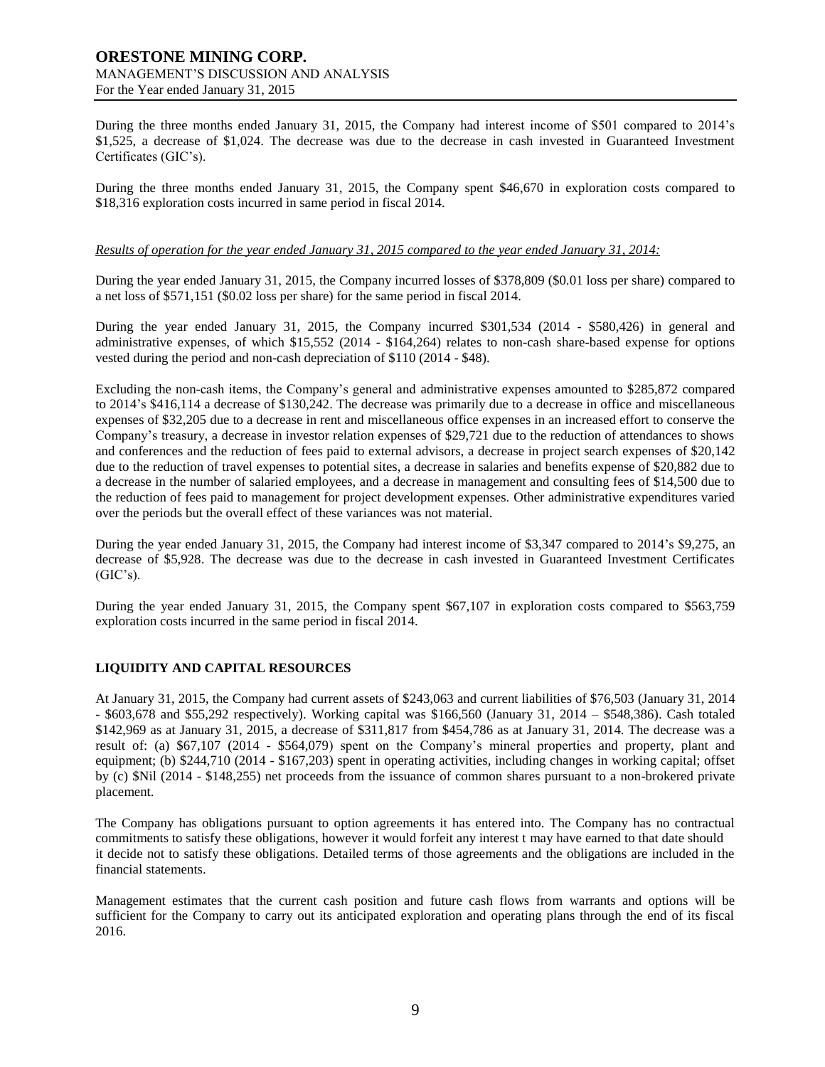During the three months ended January 31, 2015, the Company had interest income of $501 compared to 2014's $1,525, a decrease of $1,024. The decrease was due to the decrease in cash invested in Guaranteed Investment Certificates (GIC's).

During the three months ended January 31, 2015, the Company spent $46,670 in exploration costs compared to $18,316 exploration costs incurred in same period in fiscal 2014.

*Results of operation for the year ended January 31, 2015 compared to the year ended January 31, 2014:*

During the year ended January 31, 2015, the Company incurred losses of $378,809 ($0.01 loss per share) compared to a net loss of $571,151 ($0.02 loss per share) for the same period in fiscal 2014.

During the year ended January 31, 2015, the Company incurred $301,534 (2014 - $580,426) in general and administrative expenses, of which $15,552 (2014 - $164,264) relates to non-cash share-based expense for options vested during the period and non-cash depreciation of $110 (2014 - $48).

Excluding the non-cash items, the Company's general and administrative expenses amounted to $285,872 compared to 2014's $416,114 a decrease of $130,242. The decrease was primarily due to a decrease in office and miscellaneous expenses of $32,205 due to a decrease in rent and miscellaneous office expenses in an increased effort to conserve the Company's treasury, a decrease in investor relation expenses of $29,721 due to the reduction of attendances to shows and conferences and the reduction of fees paid to external advisors, a decrease in project search expenses of $20,142 due to the reduction of travel expenses to potential sites, a decrease in salaries and benefits expense of $20,882 due to a decrease in the number of salaried employees, and a decrease in management and consulting fees of $14,500 due to the reduction of fees paid to management for project development expenses. Other administrative expenditures varied over the periods but the overall effect of these variances was not material.

During the year ended January 31, 2015, the Company had interest income of $3,347 compared to 2014's $9,275, an decrease of $5,928. The decrease was due to the decrease in cash invested in Guaranteed Investment Certificates (GIC's).

During the year ended January 31, 2015, the Company spent $67,107 in exploration costs compared to $563,759 exploration costs incurred in the same period in fiscal 2014.

## LIQUIDITY AND CAPITAL RESOURCES

At January 31, 2015, the Company had current assets of $243,063 and current liabilities of $76,503 (January 31, 2014 - $603,678 and $55,292 respectively). Working capital was $166,560 (January 31, 2014 – $548,386). Cash totaled $142,969 as at January 31, 2015, a decrease of $311,817 from $454,786 as at January 31, 2014. The decrease was a result of: (a) $67,107 (2014 - $564,079) spent on the Company's mineral properties and property, plant and equipment; (b) $244,710 (2014 - $167,203) spent in operating activities, including changes in working capital; offset by (c) $Nil (2014 - $148,255) net proceeds from the issuance of common shares pursuant to a non-brokered private placement.

The Company has obligations pursuant to option agreements it has entered into. The Company has no contractual commitments to satisfy these obligations, however it would forfeit any interest t may have earned to that date should it decide not to satisfy these obligations. Detailed terms of those agreements and the obligations are included in the financial statements.

Management estimates that the current cash position and future cash flows from warrants and options will be sufficient for the Company to carry out its anticipated exploration and operating plans through the end of its fiscal 2016.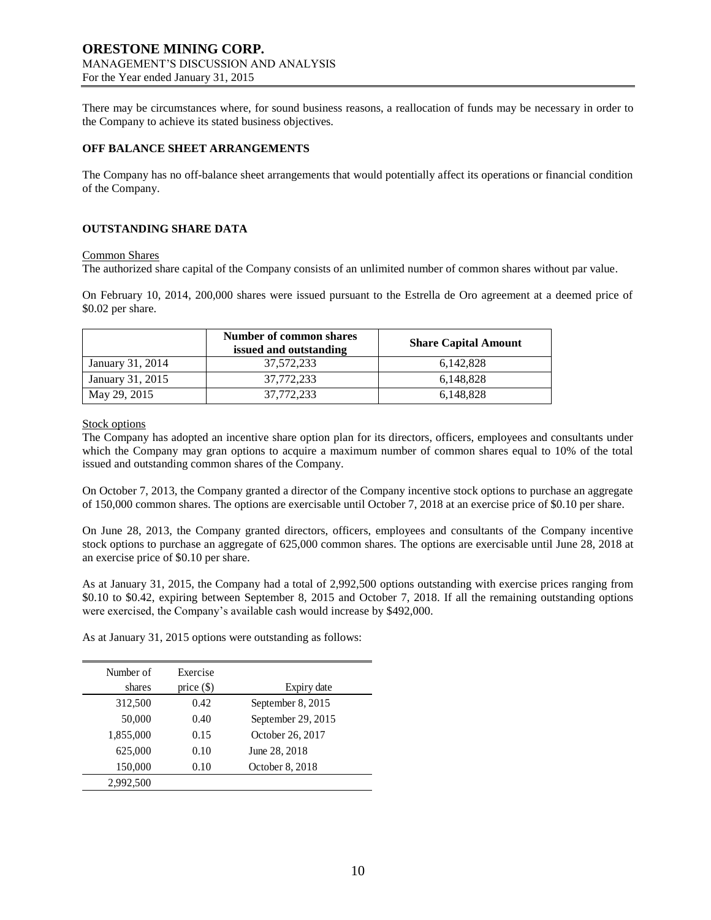There may be circumstances where, for sound business reasons, a reallocation of funds may be necessary in order to the Company to achieve its stated business objectives.

## OFF BALANCE SHEET ARRANGEMENTS

The Company has no off-balance sheet arrangements that would potentially affect its operations or financial condition of the Company.

## OUTSTANDING SHARE DATA

Common Shares

The authorized share capital of the Company consists of an unlimited number of common shares without par value.

On February 10, 2014, 200,000 shares were issued pursuant to the Estrella de Oro agreement at a deemed price of $0.02 per share.

| | Number of common shares issued and outstanding | Share Capital Amount |
|---|---|---|
| January 31, 2014 | 37,572,233 | 6,142,828 |
| January 31, 2015 | 37,772,233 | 6,148,828 |
| May 29, 2015 | 37,772,233 | 6,148,828 |

Stock options

The Company has adopted an incentive share option plan for its directors, officers, employees and consultants under which the Company may gran options to acquire a maximum number of common shares equal to 10% of the total issued and outstanding common shares of the Company.

On October 7, 2013, the Company granted a director of the Company incentive stock options to purchase an aggregate of 150,000 common shares. The options are exercisable until October 7, 2018 at an exercise price of $0.10 per share.

On June 28, 2013, the Company granted directors, officers, employees and consultants of the Company incentive stock options to purchase an aggregate of 625,000 common shares. The options are exercisable until June 28, 2018 at an exercise price of $0.10 per share.

As at January 31, 2015, the Company had a total of 2,992,500 options outstanding with exercise prices ranging from $0.10 to $0.42, expiring between September 8, 2015 and October 7, 2018. If all the remaining outstanding options were exercised, the Company's available cash would increase by $492,000.

As at January 31, 2015 options were outstanding as follows:

| Number of shares | Exercise price ($) | Expiry date |
|---|---|---|
| 312,500 | 0.42 | September 8, 2015 |
| 50,000 | 0.40 | September 29, 2015 |
| 1,855,000 | 0.15 | October 26, 2017 |
| 625,000 | 0.10 | June 28, 2018 |
| 150,000 | 0.10 | October 8, 2018 |
| 2,992,500 | | |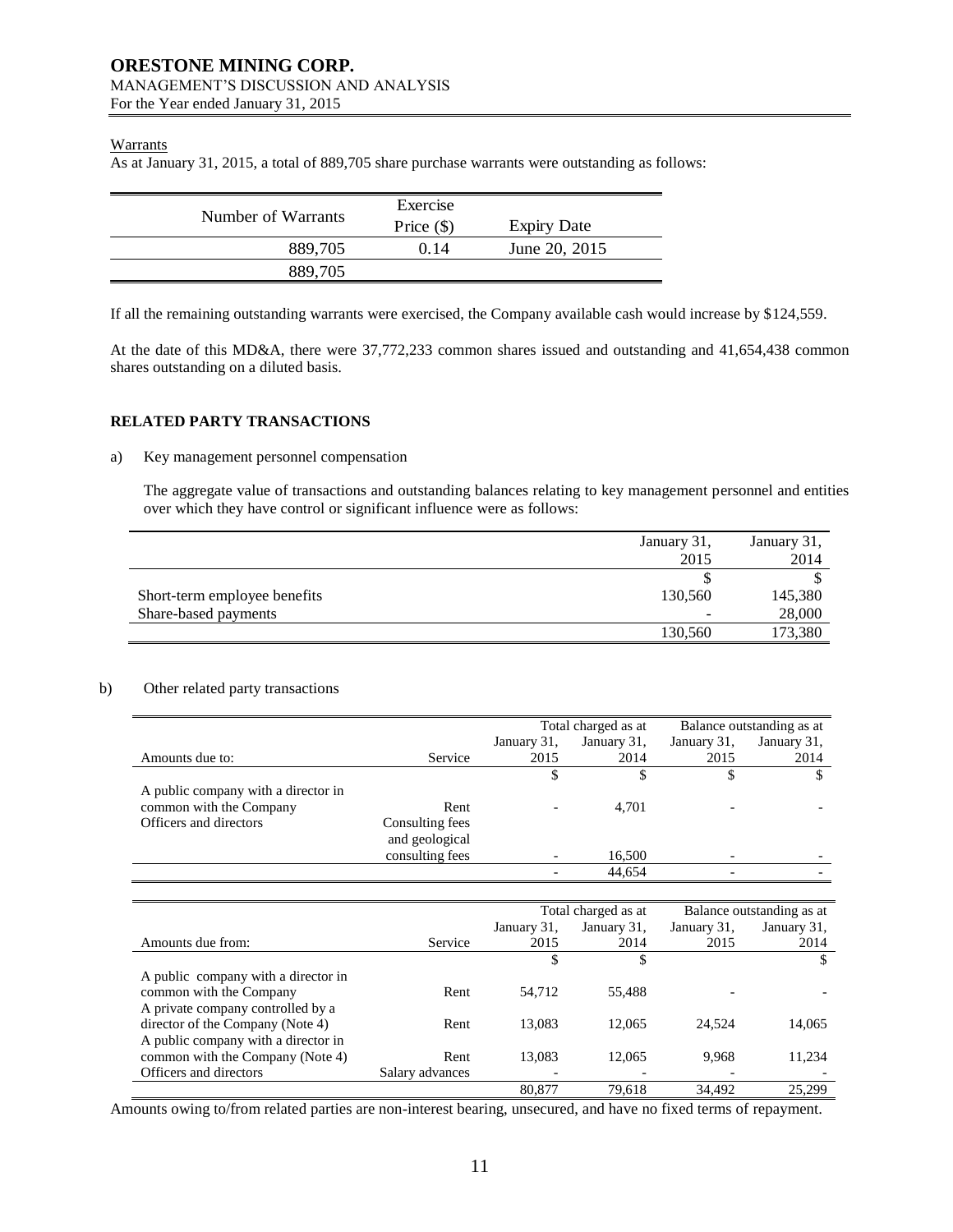Warrants

As at January 31, 2015, a total of 889,705 share purchase warrants were outstanding as follows:

| Number of Warrants | Exercise Price ($) | Expiry Date |
|---|---|---|
| 889,705 | 0.14 | June 20, 2015 |
| 889,705 | | |

If all the remaining outstanding warrants were exercised, the Company available cash would increase by $124,559.

At the date of this MD&A, there were 37,772,233 common shares issued and outstanding and 41,654,438 common shares outstanding on a diluted basis.

## RELATED PARTY TRANSACTIONS

a) Key management personnel compensation

The aggregate value of transactions and outstanding balances relating to key management personnel and entities over which they have control or significant influence were as follows:

| | January 31, 2015 | January 31, 2014 |
|---|---|---|
| | $ | $ |
| Short-term employee benefits | 130,560 | 145,380 |
| Share-based payments | - | 28,000 |
| | 130,560 | 173,380 |

b) Other related party transactions

| | | Total charged as at | | Balance outstanding as at | |
|---|---|---|---|---|---|
| Amounts due to: | Service | January 31, 2015 | January 31, 2014 | January 31, 2015 | January 31, 2014 |
| | | $ | $ | $ | $ |
| A public company with a director in common with the Company | Rent | - | 4,701 | - | - |
| Officers and directors | Consulting fees and geological consulting fees | - | 16,500 | - | - |
| | | - | 44,654 | - | - |

| | | Total charged as at | | Balance outstanding as at | |
|---|---|---|---|---|---|
| Amounts due from: | Service | January 31, 2015 | January 31, 2014 | January 31, 2015 | January 31, 2014 |
| | | $ | $ | | $ |
| A public company with a director in common with the Company | Rent | 54,712 | 55,488 | - | - |
| A private company controlled by a director of the Company (Note 4) | Rent | 13,083 | 12,065 | 24,524 | 14,065 |
| A public company with a director in common with the Company (Note 4) | Rent | 13,083 | 12,065 | 9,968 | 11,234 |
| Officers and directors | Salary advances | - | - | - | - |
| | | 80,877 | 79,618 | 34,492 | 25,299 |

Amounts owing to/from related parties are non-interest bearing, unsecured, and have no fixed terms of repayment.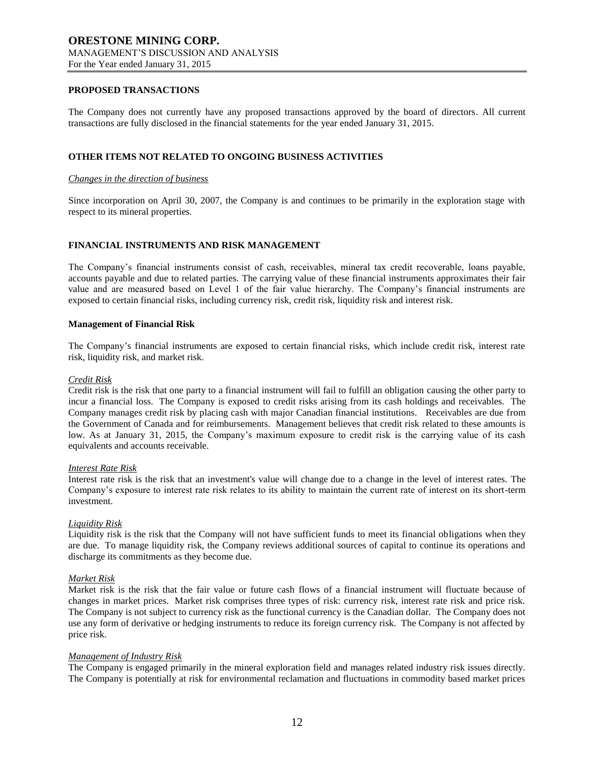## PROPOSED TRANSACTIONS

The Company does not currently have any proposed transactions approved by the board of directors. All current transactions are fully disclosed in the financial statements for the year ended January 31, 2015.

## OTHER ITEMS NOT RELATED TO ONGOING BUSINESS ACTIVITIES

*Changes in the direction of business*

Since incorporation on April 30, 2007, the Company is and continues to be primarily in the exploration stage with respect to its mineral properties.

## FINANCIAL INSTRUMENTS AND RISK MANAGEMENT

The Company's financial instruments consist of cash, receivables, mineral tax credit recoverable, loans payable, accounts payable and due to related parties. The carrying value of these financial instruments approximates their fair value and are measured based on Level 1 of the fair value hierarchy. The Company's financial instruments are exposed to certain financial risks, including currency risk, credit risk, liquidity risk and interest risk.

### Management of Financial Risk

The Company's financial instruments are exposed to certain financial risks, which include credit risk, interest rate risk, liquidity risk, and market risk.

*Credit Risk*

Credit risk is the risk that one party to a financial instrument will fail to fulfill an obligation causing the other party to incur a financial loss. The Company is exposed to credit risks arising from its cash holdings and receivables. The Company manages credit risk by placing cash with major Canadian financial institutions. Receivables are due from the Government of Canada and for reimbursements. Management believes that credit risk related to these amounts is low. As at January 31, 2015, the Company's maximum exposure to credit risk is the carrying value of its cash equivalents and accounts receivable.

*Interest Rate Risk*

Interest rate risk is the risk that an investment's value will change due to a change in the level of interest rates. The Company's exposure to interest rate risk relates to its ability to maintain the current rate of interest on its short-term investment.

*Liquidity Risk*

Liquidity risk is the risk that the Company will not have sufficient funds to meet its financial obligations when they are due. To manage liquidity risk, the Company reviews additional sources of capital to continue its operations and discharge its commitments as they become due.

*Market Risk*

Market risk is the risk that the fair value or future cash flows of a financial instrument will fluctuate because of changes in market prices. Market risk comprises three types of risk: currency risk, interest rate risk and price risk. The Company is not subject to currency risk as the functional currency is the Canadian dollar. The Company does not use any form of derivative or hedging instruments to reduce its foreign currency risk. The Company is not affected by price risk.

*Management of Industry Risk*

The Company is engaged primarily in the mineral exploration field and manages related industry risk issues directly. The Company is potentially at risk for environmental reclamation and fluctuations in commodity based market prices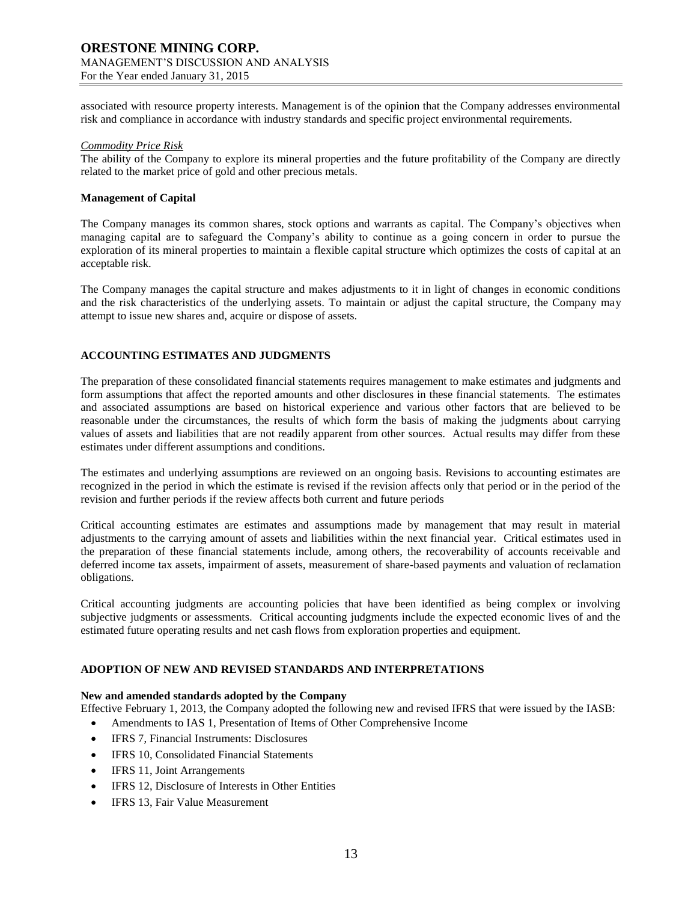associated with resource property interests. Management is of the opinion that the Company addresses environmental risk and compliance in accordance with industry standards and specific project environmental requirements.

*Commodity Price Risk*

The ability of the Company to explore its mineral properties and the future profitability of the Company are directly related to the market price of gold and other precious metals.

**Management of Capital**

The Company manages its common shares, stock options and warrants as capital. The Company's objectives when managing capital are to safeguard the Company's ability to continue as a going concern in order to pursue the exploration of its mineral properties to maintain a flexible capital structure which optimizes the costs of capital at an acceptable risk.

The Company manages the capital structure and makes adjustments to it in light of changes in economic conditions and the risk characteristics of the underlying assets. To maintain or adjust the capital structure, the Company may attempt to issue new shares and, acquire or dispose of assets.

## ACCOUNTING ESTIMATES AND JUDGMENTS

The preparation of these consolidated financial statements requires management to make estimates and judgments and form assumptions that affect the reported amounts and other disclosures in these financial statements. The estimates and associated assumptions are based on historical experience and various other factors that are believed to be reasonable under the circumstances, the results of which form the basis of making the judgments about carrying values of assets and liabilities that are not readily apparent from other sources. Actual results may differ from these estimates under different assumptions and conditions.

The estimates and underlying assumptions are reviewed on an ongoing basis. Revisions to accounting estimates are recognized in the period in which the estimate is revised if the revision affects only that period or in the period of the revision and further periods if the review affects both current and future periods

Critical accounting estimates are estimates and assumptions made by management that may result in material adjustments to the carrying amount of assets and liabilities within the next financial year. Critical estimates used in the preparation of these financial statements include, among others, the recoverability of accounts receivable and deferred income tax assets, impairment of assets, measurement of share-based payments and valuation of reclamation obligations.

Critical accounting judgments are accounting policies that have been identified as being complex or involving subjective judgments or assessments. Critical accounting judgments include the expected economic lives of and the estimated future operating results and net cash flows from exploration properties and equipment.

## ADOPTION OF NEW AND REVISED STANDARDS AND INTERPRETATIONS

**New and amended standards adopted by the Company**

Effective February 1, 2013, the Company adopted the following new and revised IFRS that were issued by the IASB:

- Amendments to IAS 1, Presentation of Items of Other Comprehensive Income
- IFRS 7, Financial Instruments: Disclosures
- IFRS 10, Consolidated Financial Statements
- IFRS 11, Joint Arrangements
- IFRS 12, Disclosure of Interests in Other Entities
- IFRS 13, Fair Value Measurement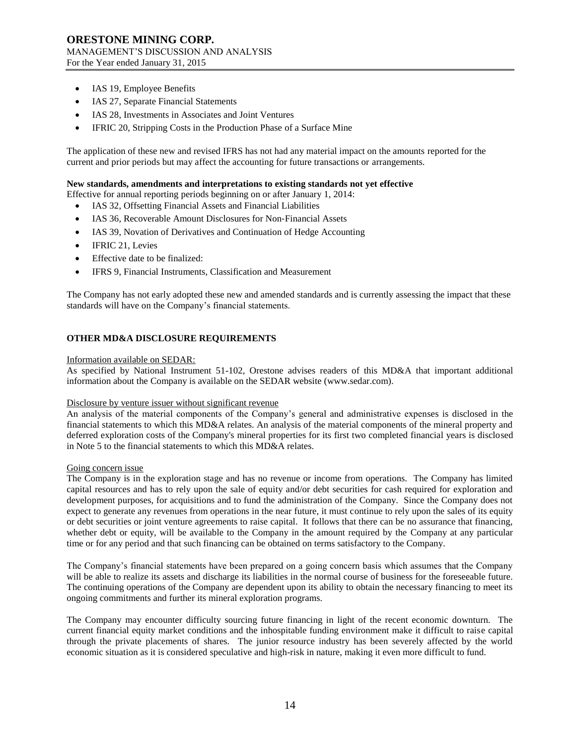- IAS 19, Employee Benefits
- IAS 27, Separate Financial Statements
- IAS 28, Investments in Associates and Joint Ventures
- IFRIC 20, Stripping Costs in the Production Phase of a Surface Mine

The application of these new and revised IFRS has not had any material impact on the amounts reported for the current and prior periods but may affect the accounting for future transactions or arrangements.

**New standards, amendments and interpretations to existing standards not yet effective**

Effective for annual reporting periods beginning on or after January 1, 2014:

- IAS 32, Offsetting Financial Assets and Financial Liabilities
- IAS 36, Recoverable Amount Disclosures for Non-Financial Assets
- IAS 39, Novation of Derivatives and Continuation of Hedge Accounting
- IFRIC 21, Levies
- Effective date to be finalized:
- IFRS 9, Financial Instruments, Classification and Measurement

The Company has not early adopted these new and amended standards and is currently assessing the impact that these standards will have on the Company's financial statements.

## OTHER MD&A DISCLOSURE REQUIREMENTS

Information available on SEDAR:

As specified by National Instrument 51-102, Orestone advises readers of this MD&A that important additional information about the Company is available on the SEDAR website (www.sedar.com).

Disclosure by venture issuer without significant revenue

An analysis of the material components of the Company's general and administrative expenses is disclosed in the financial statements to which this MD&A relates. An analysis of the material components of the mineral property and deferred exploration costs of the Company's mineral properties for its first two completed financial years is disclosed in Note 5 to the financial statements to which this MD&A relates.

Going concern issue

The Company is in the exploration stage and has no revenue or income from operations. The Company has limited capital resources and has to rely upon the sale of equity and/or debt securities for cash required for exploration and development purposes, for acquisitions and to fund the administration of the Company. Since the Company does not expect to generate any revenues from operations in the near future, it must continue to rely upon the sales of its equity or debt securities or joint venture agreements to raise capital. It follows that there can be no assurance that financing, whether debt or equity, will be available to the Company in the amount required by the Company at any particular time or for any period and that such financing can be obtained on terms satisfactory to the Company.

The Company's financial statements have been prepared on a going concern basis which assumes that the Company will be able to realize its assets and discharge its liabilities in the normal course of business for the foreseeable future. The continuing operations of the Company are dependent upon its ability to obtain the necessary financing to meet its ongoing commitments and further its mineral exploration programs.

The Company may encounter difficulty sourcing future financing in light of the recent economic downturn. The current financial equity market conditions and the inhospitable funding environment make it difficult to raise capital through the private placements of shares. The junior resource industry has been severely affected by the world economic situation as it is considered speculative and high-risk in nature, making it even more difficult to fund.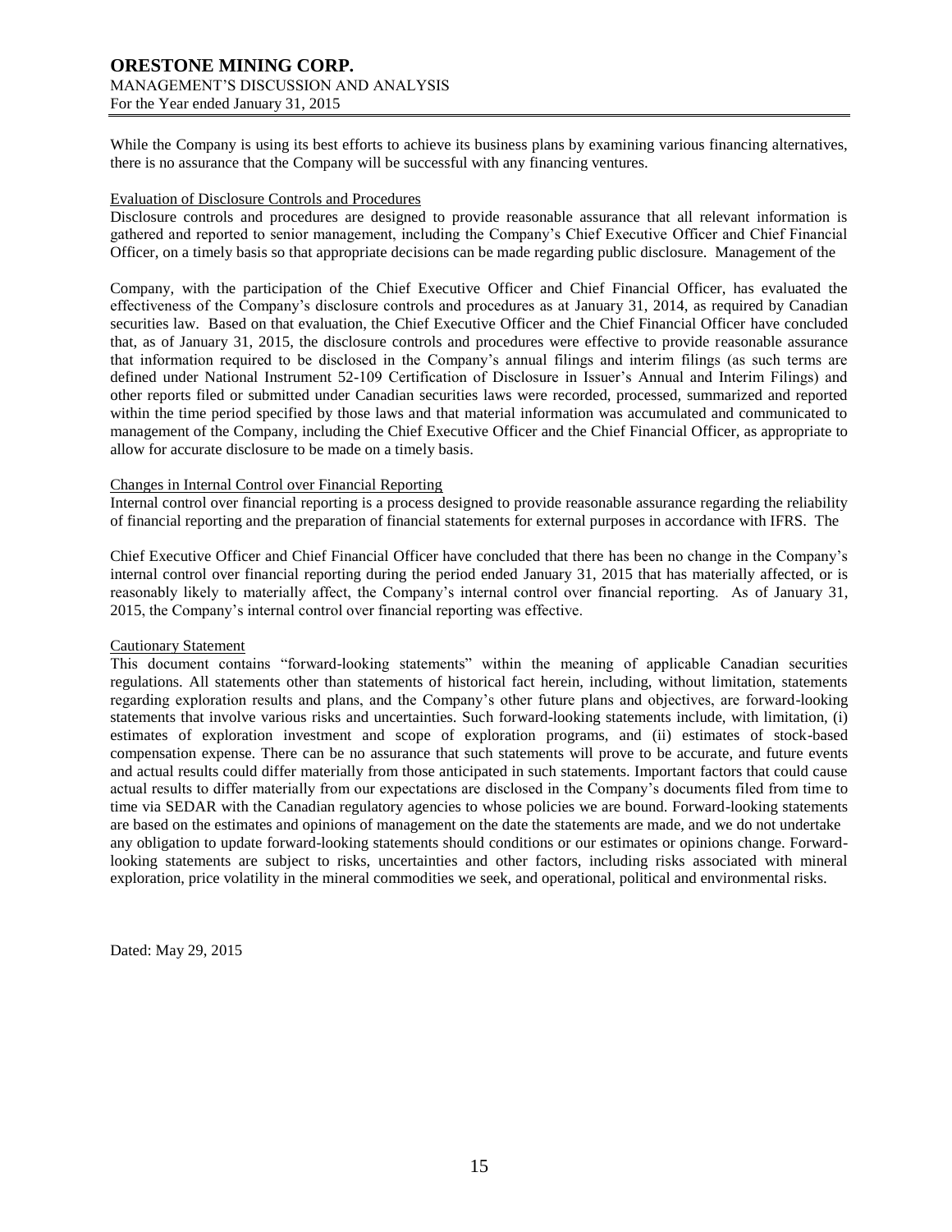While the Company is using its best efforts to achieve its business plans by examining various financing alternatives, there is no assurance that the Company will be successful with any financing ventures.

### Evaluation of Disclosure Controls and Procedures

Disclosure controls and procedures are designed to provide reasonable assurance that all relevant information is gathered and reported to senior management, including the Company's Chief Executive Officer and Chief Financial Officer, on a timely basis so that appropriate decisions can be made regarding public disclosure. Management of the Company, with the participation of the Chief Executive Officer and Chief Financial Officer, has evaluated the effectiveness of the Company's disclosure controls and procedures as at January 31, 2014, as required by Canadian securities law. Based on that evaluation, the Chief Executive Officer and the Chief Financial Officer have concluded that, as of January 31, 2015, the disclosure controls and procedures were effective to provide reasonable assurance that information required to be disclosed in the Company's annual filings and interim filings (as such terms are defined under National Instrument 52-109 Certification of Disclosure in Issuer's Annual and Interim Filings) and other reports filed or submitted under Canadian securities laws were recorded, processed, summarized and reported within the time period specified by those laws and that material information was accumulated and communicated to management of the Company, including the Chief Executive Officer and the Chief Financial Officer, as appropriate to allow for accurate disclosure to be made on a timely basis.

### Changes in Internal Control over Financial Reporting

Internal control over financial reporting is a process designed to provide reasonable assurance regarding the reliability of financial reporting and the preparation of financial statements for external purposes in accordance with IFRS. The Chief Executive Officer and Chief Financial Officer have concluded that there has been no change in the Company's internal control over financial reporting during the period ended January 31, 2015 that has materially affected, or is reasonably likely to materially affect, the Company's internal control over financial reporting. As of January 31, 2015, the Company's internal control over financial reporting was effective.

### Cautionary Statement

This document contains "forward-looking statements" within the meaning of applicable Canadian securities regulations. All statements other than statements of historical fact herein, including, without limitation, statements regarding exploration results and plans, and the Company's other future plans and objectives, are forward-looking statements that involve various risks and uncertainties. Such forward-looking statements include, with limitation, (i) estimates of exploration investment and scope of exploration programs, and (ii) estimates of stock-based compensation expense. There can be no assurance that such statements will prove to be accurate, and future events and actual results could differ materially from those anticipated in such statements. Important factors that could cause actual results to differ materially from our expectations are disclosed in the Company's documents filed from time to time via SEDAR with the Canadian regulatory agencies to whose policies we are bound. Forward-looking statements are based on the estimates and opinions of management on the date the statements are made, and we do not undertake any obligation to update forward-looking statements should conditions or our estimates or opinions change. Forward-looking statements are subject to risks, uncertainties and other factors, including risks associated with mineral exploration, price volatility in the mineral commodities we seek, and operational, political and environmental risks.

Dated: May 29, 2015